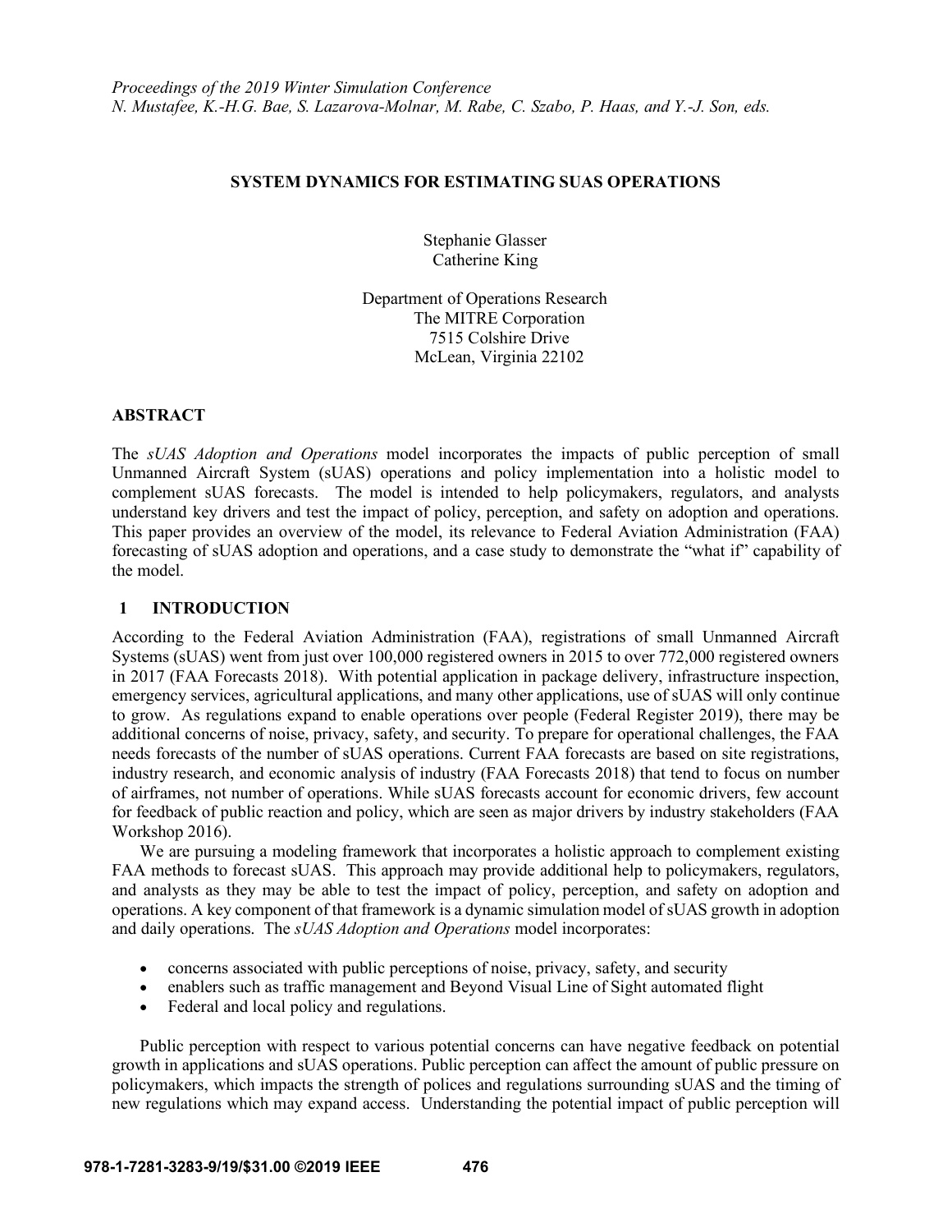*Proceedings of the 2019 Winter Simulation Conference*
*N. Mustafee, K.-H.G. Bae, S. Lazarova-Molnar, M. Rabe, C. Szabo, P. Haas, and Y.-J. Son, eds.*

# SYSTEM DYNAMICS FOR ESTIMATING SUAS OPERATIONS

Stephanie Glasser
Catherine King

Department of Operations Research
The MITRE Corporation
7515 Colshire Drive
McLean, Virginia 22102

## ABSTRACT

The *sUAS Adoption and Operations* model incorporates the impacts of public perception of small Unmanned Aircraft System (sUAS) operations and policy implementation into a holistic model to complement sUAS forecasts. The model is intended to help policymakers, regulators, and analysts understand key drivers and test the impact of policy, perception, and safety on adoption and operations. This paper provides an overview of the model, its relevance to Federal Aviation Administration (FAA) forecasting of sUAS adoption and operations, and a case study to demonstrate the "what if" capability of the model.

## 1 INTRODUCTION

According to the Federal Aviation Administration (FAA), registrations of small Unmanned Aircraft Systems (sUAS) went from just over 100,000 registered owners in 2015 to over 772,000 registered owners in 2017 (FAA Forecasts 2018). With potential application in package delivery, infrastructure inspection, emergency services, agricultural applications, and many other applications, use of sUAS will only continue to grow. As regulations expand to enable operations over people (Federal Register 2019), there may be additional concerns of noise, privacy, safety, and security. To prepare for operational challenges, the FAA needs forecasts of the number of sUAS operations. Current FAA forecasts are based on site registrations, industry research, and economic analysis of industry (FAA Forecasts 2018) that tend to focus on number of airframes, not number of operations. While sUAS forecasts account for economic drivers, few account for feedback of public reaction and policy, which are seen as major drivers by industry stakeholders (FAA Workshop 2016).

We are pursuing a modeling framework that incorporates a holistic approach to complement existing FAA methods to forecast sUAS. This approach may provide additional help to policymakers, regulators, and analysts as they may be able to test the impact of policy, perception, and safety on adoption and operations. A key component of that framework is a dynamic simulation model of sUAS growth in adoption and daily operations. The *sUAS Adoption and Operations* model incorporates:

- concerns associated with public perceptions of noise, privacy, safety, and security
- enablers such as traffic management and Beyond Visual Line of Sight automated flight
- Federal and local policy and regulations.

Public perception with respect to various potential concerns can have negative feedback on potential growth in applications and sUAS operations. Public perception can affect the amount of public pressure on policymakers, which impacts the strength of polices and regulations surrounding sUAS and the timing of new regulations which may expand access. Understanding the potential impact of public perception will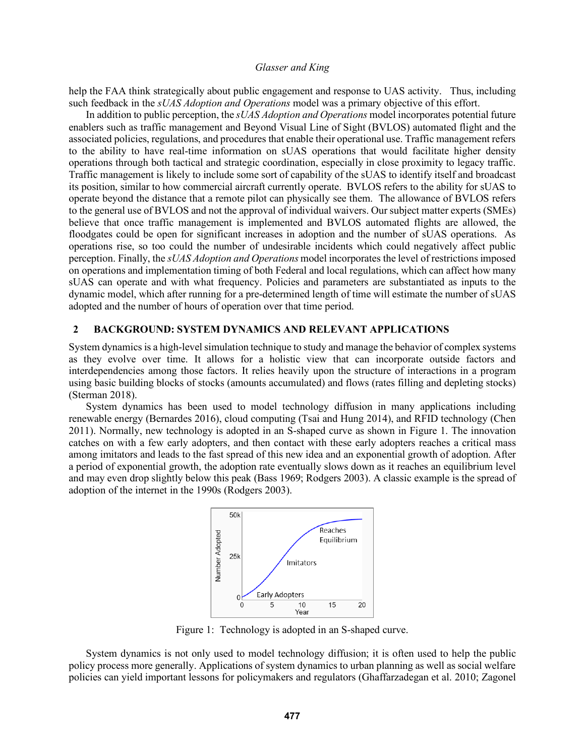help the FAA think strategically about public engagement and response to UAS activity. Thus, including such feedback in the *sUAS Adoption and Operations* model was a primary objective of this effort.

In addition to public perception, the *sUAS Adoption and Operations* model incorporates potential future enablers such as traffic management and Beyond Visual Line of Sight (BVLOS) automated flight and the associated policies, regulations, and procedures that enable their operational use. Traffic management refers to the ability to have real-time information on sUAS operations that would facilitate higher density operations through both tactical and strategic coordination, especially in close proximity to legacy traffic. Traffic management is likely to include some sort of capability of the sUAS to identify itself and broadcast its position, similar to how commercial aircraft currently operate. BVLOS refers to the ability for sUAS to operate beyond the distance that a remote pilot can physically see them. The allowance of BVLOS refers to the general use of BVLOS and not the approval of individual waivers. Our subject matter experts (SMEs) believe that once traffic management is implemented and BVLOS automated flights are allowed, the floodgates could be open for significant increases in adoption and the number of sUAS operations. As operations rise, so too could the number of undesirable incidents which could negatively affect public perception. Finally, the *sUAS Adoption and Operations* model incorporates the level of restrictions imposed on operations and implementation timing of both Federal and local regulations, which can affect how many sUAS can operate and with what frequency. Policies and parameters are substantiated as inputs to the dynamic model, which after running for a pre-determined length of time will estimate the number of sUAS adopted and the number of hours of operation over that time period.

## 2 BACKGROUND: SYSTEM DYNAMICS AND RELEVANT APPLICATIONS

System dynamics is a high-level simulation technique to study and manage the behavior of complex systems as they evolve over time. It allows for a holistic view that can incorporate outside factors and interdependencies among those factors. It relies heavily upon the structure of interactions in a program using basic building blocks of stocks (amounts accumulated) and flows (rates filling and depleting stocks) (Sterman 2018).

System dynamics has been used to model technology diffusion in many applications including renewable energy (Bernardes 2016), cloud computing (Tsai and Hung 2014), and RFID technology (Chen 2011). Normally, new technology is adopted in an S-shaped curve as shown in Figure 1. The innovation catches on with a few early adopters, and then contact with these early adopters reaches a critical mass among imitators and leads to the fast spread of this new idea and an exponential growth of adoption. After a period of exponential growth, the adoption rate eventually slows down as it reaches an equilibrium level and may even drop slightly below this peak (Bass 1969; Rodgers 2003). A classic example is the spread of adoption of the internet in the 1990s (Rodgers 2003).

Figure 1: Technology is adopted in an S-shaped curve.

System dynamics is not only used to model technology diffusion; it is often used to help the public policy process more generally. Applications of system dynamics to urban planning as well as social welfare policies can yield important lessons for policymakers and regulators (Ghaffarzadegan et al. 2010; Zagonel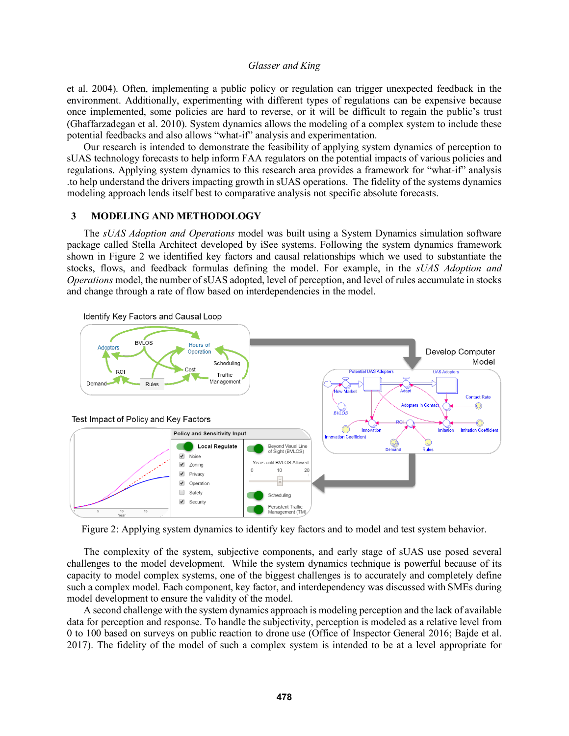et al. 2004). Often, implementing a public policy or regulation can trigger unexpected feedback in the environment. Additionally, experimenting with different types of regulations can be expensive because once implemented, some policies are hard to reverse, or it will be difficult to regain the public's trust (Ghaffarzadegan et al. 2010). System dynamics allows the modeling of a complex system to include these potential feedbacks and also allows "what-if" analysis and experimentation.

Our research is intended to demonstrate the feasibility of applying system dynamics of perception to sUAS technology forecasts to help inform FAA regulators on the potential impacts of various policies and regulations. Applying system dynamics to this research area provides a framework for "what-if" analysis .to help understand the drivers impacting growth in sUAS operations. The fidelity of the systems dynamics modeling approach lends itself best to comparative analysis not specific absolute forecasts.

## 3 MODELING AND METHODOLOGY

The *sUAS Adoption and Operations* model was built using a System Dynamics simulation software package called Stella Architect developed by iSee systems. Following the system dynamics framework shown in Figure 2 we identified key factors and causal relationships which we used to substantiate the stocks, flows, and feedback formulas defining the model. For example, in the *sUAS Adoption and Operations* model, the number of sUAS adopted, level of perception, and level of rules accumulate in stocks and change through a rate of flow based on interdependencies in the model.

Figure 2: Applying system dynamics to identify key factors and to model and test system behavior.

The complexity of the system, subjective components, and early stage of sUAS use posed several challenges to the model development. While the system dynamics technique is powerful because of its capacity to model complex systems, one of the biggest challenges is to accurately and completely define such a complex model. Each component, key factor, and interdependency was discussed with SMEs during model development to ensure the validity of the model.

A second challenge with the system dynamics approach is modeling perception and the lack of available data for perception and response. To handle the subjectivity, perception is modeled as a relative level from 0 to 100 based on surveys on public reaction to drone use (Office of Inspector General 2016; Bajde et al. 2017). The fidelity of the model of such a complex system is intended to be at a level appropriate for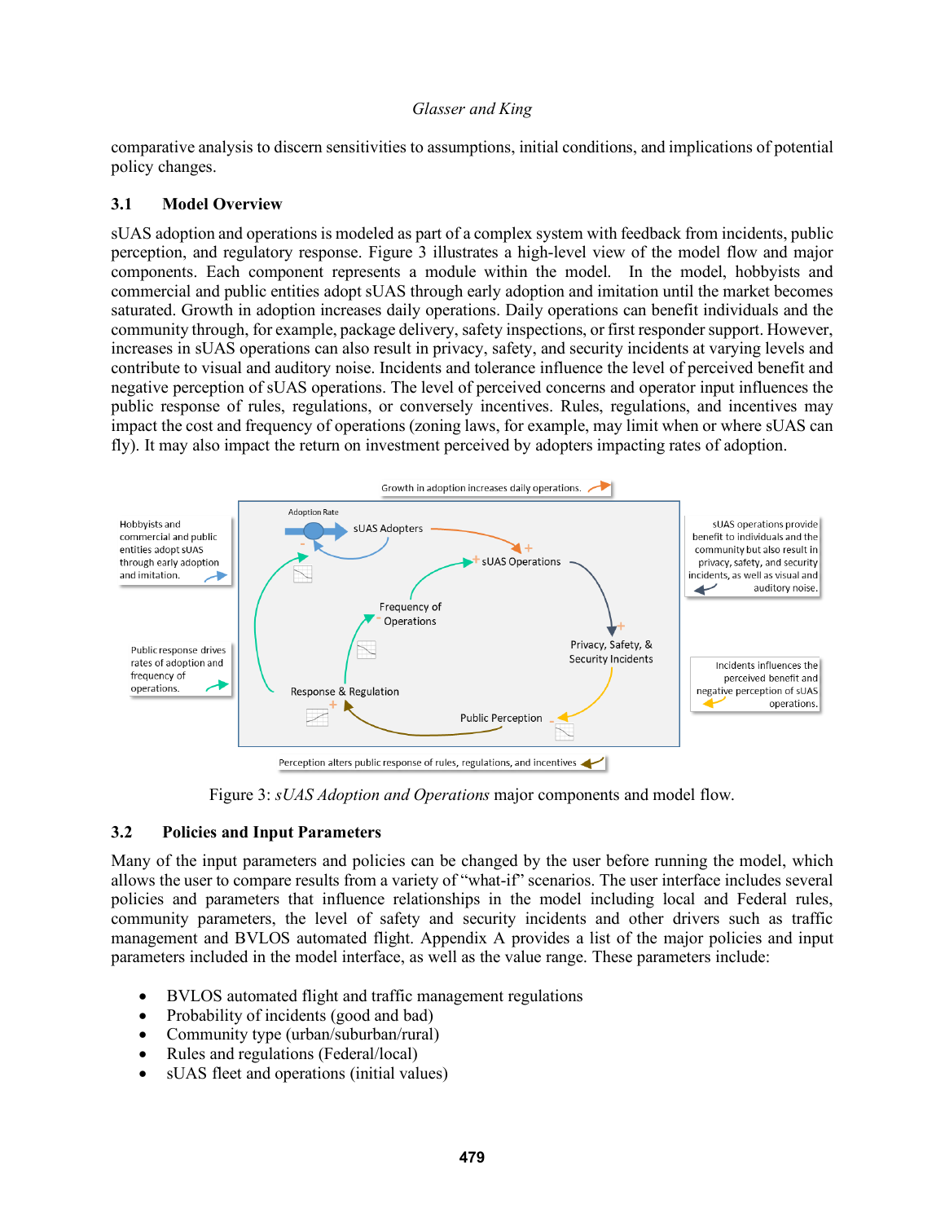comparative analysis to discern sensitivities to assumptions, initial conditions, and implications of potential policy changes.

## 3.1 Model Overview

sUAS adoption and operations is modeled as part of a complex system with feedback from incidents, public perception, and regulatory response. Figure 3 illustrates a high-level view of the model flow and major components. Each component represents a module within the model. In the model, hobbyists and commercial and public entities adopt sUAS through early adoption and imitation until the market becomes saturated. Growth in adoption increases daily operations. Daily operations can benefit individuals and the community through, for example, package delivery, safety inspections, or first responder support. However, increases in sUAS operations can also result in privacy, safety, and security incidents at varying levels and contribute to visual and auditory noise. Incidents and tolerance influence the level of perceived benefit and negative perception of sUAS operations. The level of perceived concerns and operator input influences the public response of rules, regulations, or conversely incentives. Rules, regulations, and incentives may impact the cost and frequency of operations (zoning laws, for example, may limit when or where sUAS can fly). It may also impact the return on investment perceived by adopters impacting rates of adoption.

Figure 3: *sUAS Adoption and Operations* major components and model flow.

## 3.2 Policies and Input Parameters

Many of the input parameters and policies can be changed by the user before running the model, which allows the user to compare results from a variety of "what-if" scenarios. The user interface includes several policies and parameters that influence relationships in the model including local and Federal rules, community parameters, the level of safety and security incidents and other drivers such as traffic management and BVLOS automated flight. Appendix A provides a list of the major policies and input parameters included in the model interface, as well as the value range. These parameters include:

- BVLOS automated flight and traffic management regulations
- Probability of incidents (good and bad)
- Community type (urban/suburban/rural)
- Rules and regulations (Federal/local)
- sUAS fleet and operations (initial values)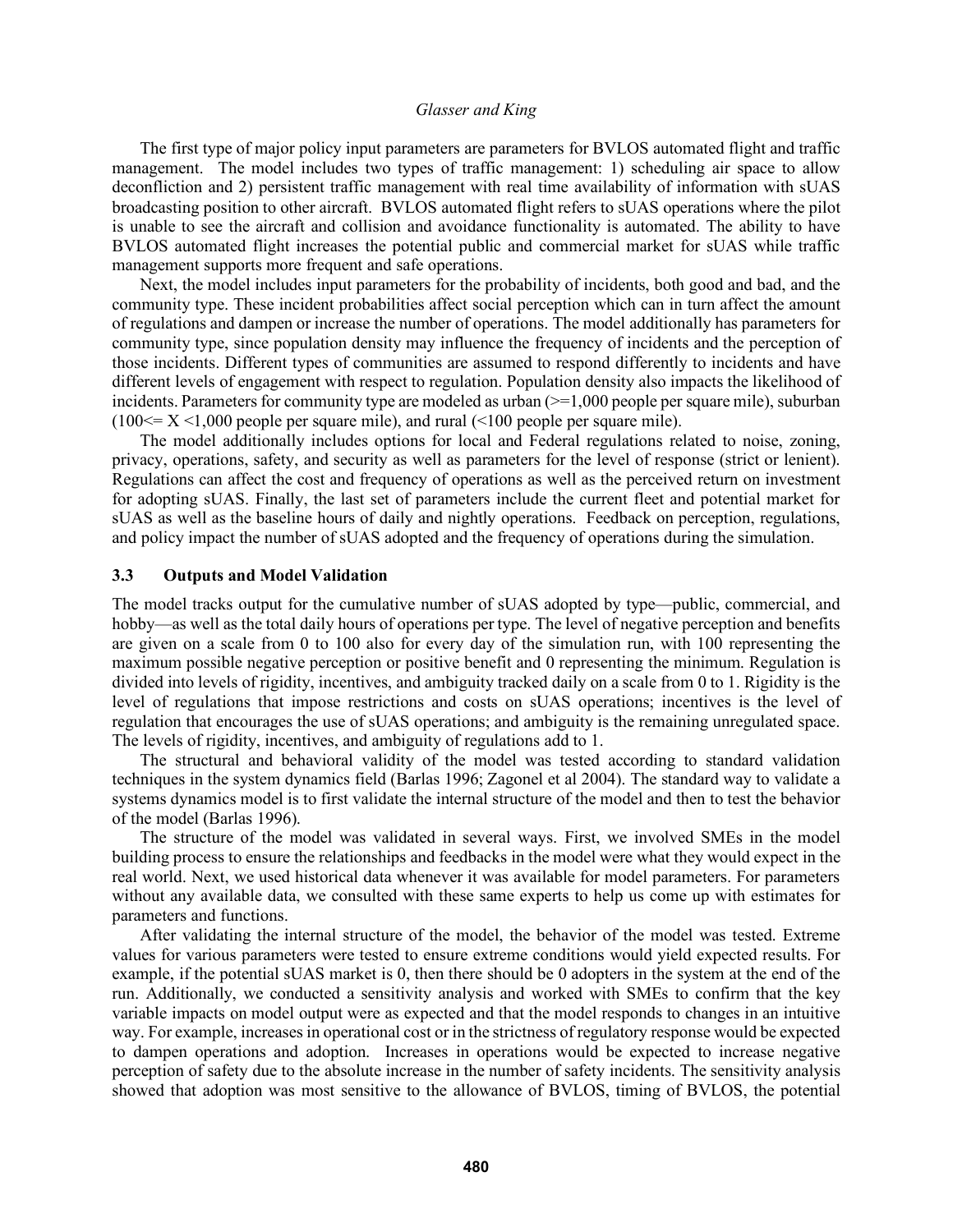The first type of major policy input parameters are parameters for BVLOS automated flight and traffic management. The model includes two types of traffic management: 1) scheduling air space to allow deconfliction and 2) persistent traffic management with real time availability of information with sUAS broadcasting position to other aircraft. BVLOS automated flight refers to sUAS operations where the pilot is unable to see the aircraft and collision and avoidance functionality is automated. The ability to have BVLOS automated flight increases the potential public and commercial market for sUAS while traffic management supports more frequent and safe operations.

Next, the model includes input parameters for the probability of incidents, both good and bad, and the community type. These incident probabilities affect social perception which can in turn affect the amount of regulations and dampen or increase the number of operations. The model additionally has parameters for community type, since population density may influence the frequency of incidents and the perception of those incidents. Different types of communities are assumed to respond differently to incidents and have different levels of engagement with respect to regulation. Population density also impacts the likelihood of incidents. Parameters for community type are modeled as urban (>=1,000 people per square mile), suburban (100<= X <1,000 people per square mile), and rural (<100 people per square mile).

The model additionally includes options for local and Federal regulations related to noise, zoning, privacy, operations, safety, and security as well as parameters for the level of response (strict or lenient). Regulations can affect the cost and frequency of operations as well as the perceived return on investment for adopting sUAS. Finally, the last set of parameters include the current fleet and potential market for sUAS as well as the baseline hours of daily and nightly operations. Feedback on perception, regulations, and policy impact the number of sUAS adopted and the frequency of operations during the simulation.

### 3.3 Outputs and Model Validation

The model tracks output for the cumulative number of sUAS adopted by type—public, commercial, and hobby—as well as the total daily hours of operations per type. The level of negative perception and benefits are given on a scale from 0 to 100 also for every day of the simulation run, with 100 representing the maximum possible negative perception or positive benefit and 0 representing the minimum. Regulation is divided into levels of rigidity, incentives, and ambiguity tracked daily on a scale from 0 to 1. Rigidity is the level of regulations that impose restrictions and costs on sUAS operations; incentives is the level of regulation that encourages the use of sUAS operations; and ambiguity is the remaining unregulated space. The levels of rigidity, incentives, and ambiguity of regulations add to 1.

The structural and behavioral validity of the model was tested according to standard validation techniques in the system dynamics field (Barlas 1996; Zagonel et al 2004). The standard way to validate a systems dynamics model is to first validate the internal structure of the model and then to test the behavior of the model (Barlas 1996).

The structure of the model was validated in several ways. First, we involved SMEs in the model building process to ensure the relationships and feedbacks in the model were what they would expect in the real world. Next, we used historical data whenever it was available for model parameters. For parameters without any available data, we consulted with these same experts to help us come up with estimates for parameters and functions.

After validating the internal structure of the model, the behavior of the model was tested. Extreme values for various parameters were tested to ensure extreme conditions would yield expected results. For example, if the potential sUAS market is 0, then there should be 0 adopters in the system at the end of the run. Additionally, we conducted a sensitivity analysis and worked with SMEs to confirm that the key variable impacts on model output were as expected and that the model responds to changes in an intuitive way. For example, increases in operational cost or in the strictness of regulatory response would be expected to dampen operations and adoption. Increases in operations would be expected to increase negative perception of safety due to the absolute increase in the number of safety incidents. The sensitivity analysis showed that adoption was most sensitive to the allowance of BVLOS, timing of BVLOS, the potential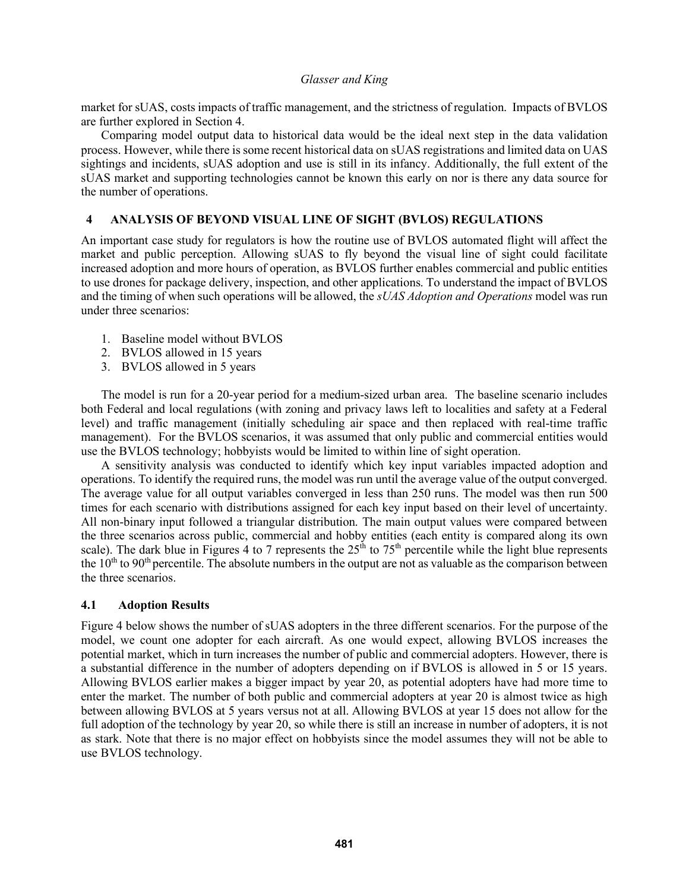market for sUAS, costs impacts of traffic management, and the strictness of regulation. Impacts of BVLOS are further explored in Section 4.

Comparing model output data to historical data would be the ideal next step in the data validation process. However, while there is some recent historical data on sUAS registrations and limited data on UAS sightings and incidents, sUAS adoption and use is still in its infancy. Additionally, the full extent of the sUAS market and supporting technologies cannot be known this early on nor is there any data source for the number of operations.

## 4 ANALYSIS OF BEYOND VISUAL LINE OF SIGHT (BVLOS) REGULATIONS

An important case study for regulators is how the routine use of BVLOS automated flight will affect the market and public perception. Allowing sUAS to fly beyond the visual line of sight could facilitate increased adoption and more hours of operation, as BVLOS further enables commercial and public entities to use drones for package delivery, inspection, and other applications. To understand the impact of BVLOS and the timing of when such operations will be allowed, the *sUAS Adoption and Operations* model was run under three scenarios:

1. Baseline model without BVLOS
2. BVLOS allowed in 15 years
3. BVLOS allowed in 5 years

The model is run for a 20-year period for a medium-sized urban area. The baseline scenario includes both Federal and local regulations (with zoning and privacy laws left to localities and safety at a Federal level) and traffic management (initially scheduling air space and then replaced with real-time traffic management). For the BVLOS scenarios, it was assumed that only public and commercial entities would use the BVLOS technology; hobbyists would be limited to within line of sight operation.

A sensitivity analysis was conducted to identify which key input variables impacted adoption and operations. To identify the required runs, the model was run until the average value of the output converged. The average value for all output variables converged in less than 250 runs. The model was then run 500 times for each scenario with distributions assigned for each key input based on their level of uncertainty. All non-binary input followed a triangular distribution. The main output values were compared between the three scenarios across public, commercial and hobby entities (each entity is compared along its own scale). The dark blue in Figures 4 to 7 represents the 25th to 75th percentile while the light blue represents the 10th to 90th percentile. The absolute numbers in the output are not as valuable as the comparison between the three scenarios.

### 4.1 Adoption Results

Figure 4 below shows the number of sUAS adopters in the three different scenarios. For the purpose of the model, we count one adopter for each aircraft. As one would expect, allowing BVLOS increases the potential market, which in turn increases the number of public and commercial adopters. However, there is a substantial difference in the number of adopters depending on if BVLOS is allowed in 5 or 15 years. Allowing BVLOS earlier makes a bigger impact by year 20, as potential adopters have had more time to enter the market. The number of both public and commercial adopters at year 20 is almost twice as high between allowing BVLOS at 5 years versus not at all. Allowing BVLOS at year 15 does not allow for the full adoption of the technology by year 20, so while there is still an increase in number of adopters, it is not as stark. Note that there is no major effect on hobbyists since the model assumes they will not be able to use BVLOS technology.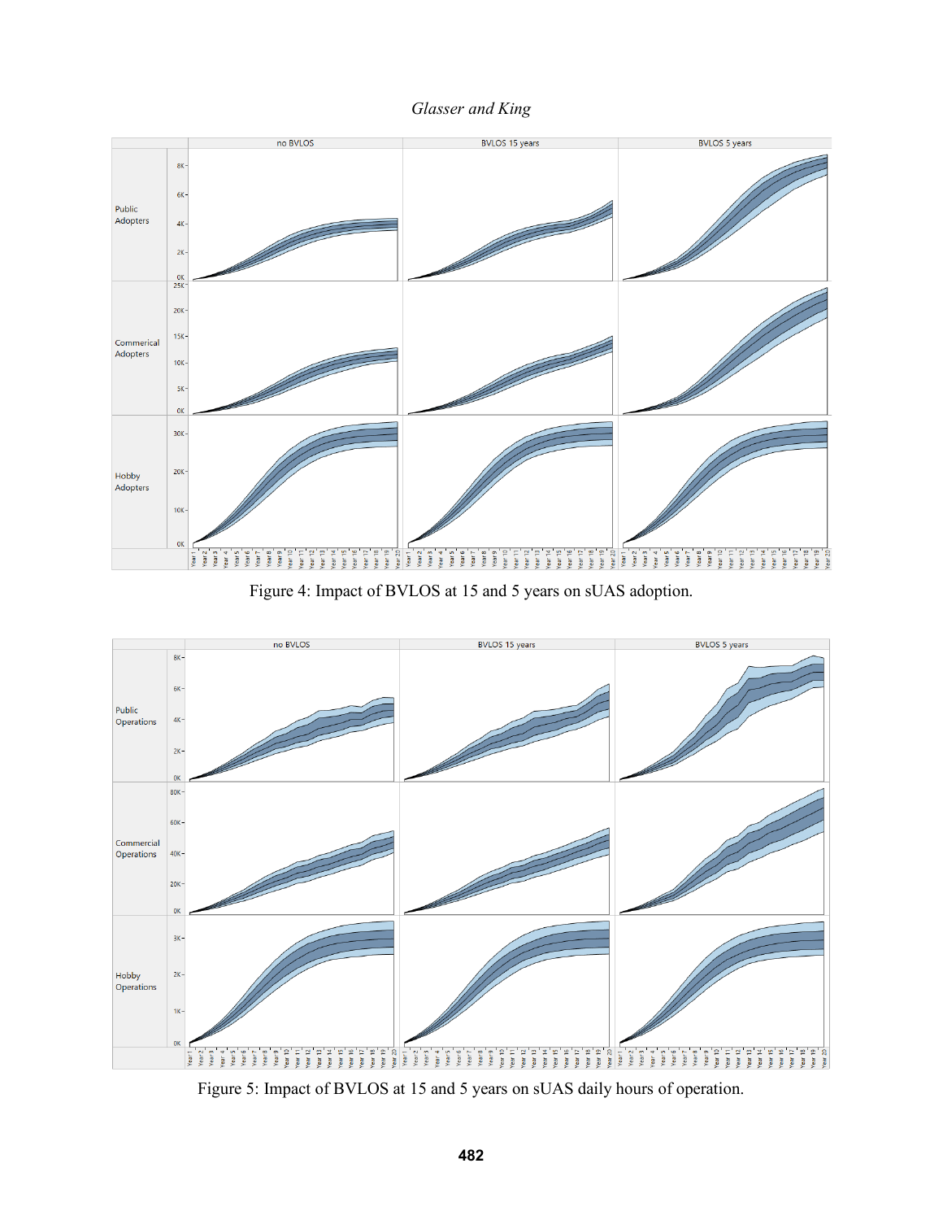Figure 4: Impact of BVLOS at 15 and 5 years on sUAS adoption.

Figure 5: Impact of BVLOS at 15 and 5 years on sUAS daily hours of operation.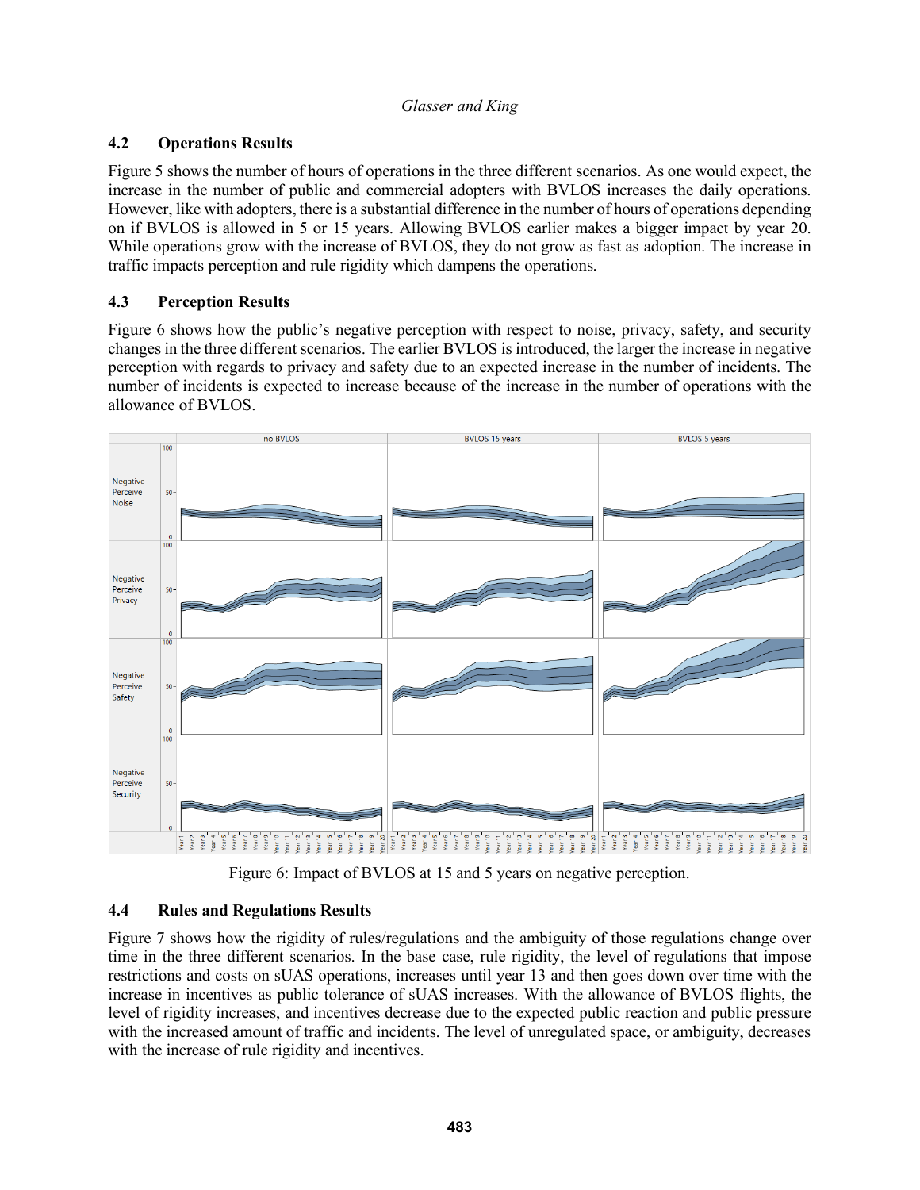### 4.2 Operations Results

Figure 5 shows the number of hours of operations in the three different scenarios. As one would expect, the increase in the number of public and commercial adopters with BVLOS increases the daily operations. However, like with adopters, there is a substantial difference in the number of hours of operations depending on if BVLOS is allowed in 5 or 15 years. Allowing BVLOS earlier makes a bigger impact by year 20. While operations grow with the increase of BVLOS, they do not grow as fast as adoption. The increase in traffic impacts perception and rule rigidity which dampens the operations.

### 4.3 Perception Results

Figure 6 shows how the public's negative perception with respect to noise, privacy, safety, and security changes in the three different scenarios. The earlier BVLOS is introduced, the larger the increase in negative perception with regards to privacy and safety due to an expected increase in the number of incidents. The number of incidents is expected to increase because of the increase in the number of operations with the allowance of BVLOS.

Figure 6: Impact of BVLOS at 15 and 5 years on negative perception.

### 4.4 Rules and Regulations Results

Figure 7 shows how the rigidity of rules/regulations and the ambiguity of those regulations change over time in the three different scenarios. In the base case, rule rigidity, the level of regulations that impose restrictions and costs on sUAS operations, increases until year 13 and then goes down over time with the increase in incentives as public tolerance of sUAS increases. With the allowance of BVLOS flights, the level of rigidity increases, and incentives decrease due to the expected public reaction and public pressure with the increased amount of traffic and incidents. The level of unregulated space, or ambiguity, decreases with the increase of rule rigidity and incentives.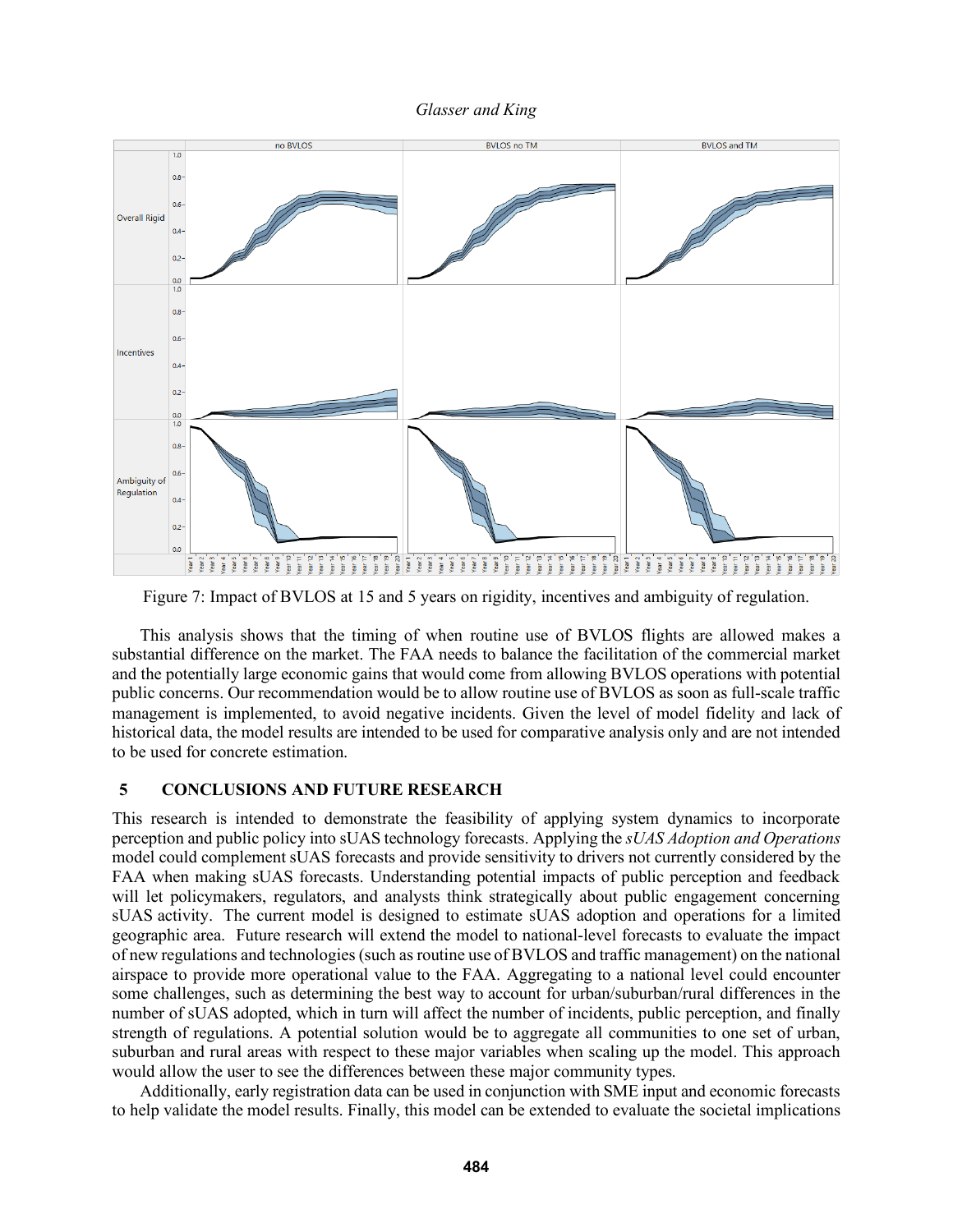Figure 7: Impact of BVLOS at 15 and 5 years on rigidity, incentives and ambiguity of regulation.

This analysis shows that the timing of when routine use of BVLOS flights are allowed makes a substantial difference on the market. The FAA needs to balance the facilitation of the commercial market and the potentially large economic gains that would come from allowing BVLOS operations with potential public concerns. Our recommendation would be to allow routine use of BVLOS as soon as full-scale traffic management is implemented, to avoid negative incidents. Given the level of model fidelity and lack of historical data, the model results are intended to be used for comparative analysis only and are not intended to be used for concrete estimation.

## 5 CONCLUSIONS AND FUTURE RESEARCH

This research is intended to demonstrate the feasibility of applying system dynamics to incorporate perception and public policy into sUAS technology forecasts. Applying the *sUAS Adoption and Operations* model could complement sUAS forecasts and provide sensitivity to drivers not currently considered by the FAA when making sUAS forecasts. Understanding potential impacts of public perception and feedback will let policymakers, regulators, and analysts think strategically about public engagement concerning sUAS activity. The current model is designed to estimate sUAS adoption and operations for a limited geographic area. Future research will extend the model to national-level forecasts to evaluate the impact of new regulations and technologies (such as routine use of BVLOS and traffic management) on the national airspace to provide more operational value to the FAA. Aggregating to a national level could encounter some challenges, such as determining the best way to account for urban/suburban/rural differences in the number of sUAS adopted, which in turn will affect the number of incidents, public perception, and finally strength of regulations. A potential solution would be to aggregate all communities to one set of urban, suburban and rural areas with respect to these major variables when scaling up the model. This approach would allow the user to see the differences between these major community types.

Additionally, early registration data can be used in conjunction with SME input and economic forecasts to help validate the model results. Finally, this model can be extended to evaluate the societal implications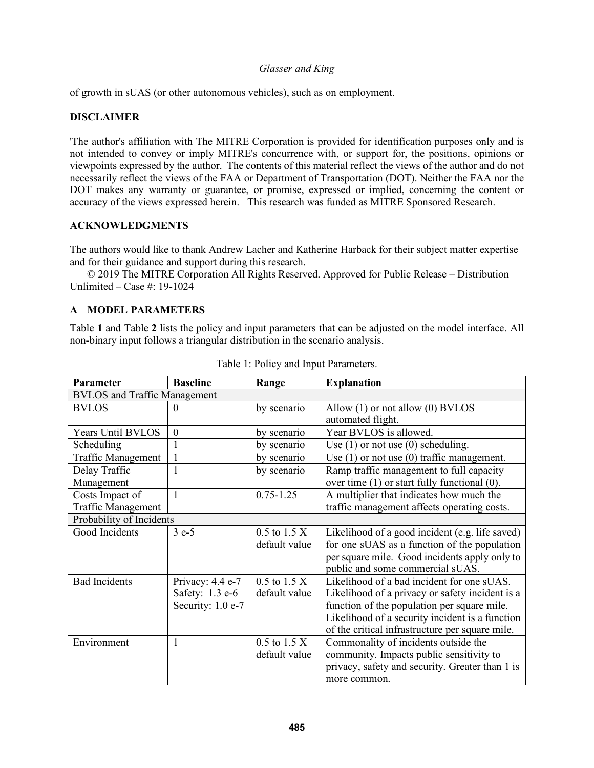of growth in sUAS (or other autonomous vehicles), such as on employment.

## DISCLAIMER

'The author's affiliation with The MITRE Corporation is provided for identification purposes only and is not intended to convey or imply MITRE's concurrence with, or support for, the positions, opinions or viewpoints expressed by the author. The contents of this material reflect the views of the author and do not necessarily reflect the views of the FAA or Department of Transportation (DOT). Neither the FAA nor the DOT makes any warranty or guarantee, or promise, expressed or implied, concerning the content or accuracy of the views expressed herein. This research was funded as MITRE Sponsored Research.

## ACKNOWLEDGMENTS

The authors would like to thank Andrew Lacher and Katherine Harback for their subject matter expertise and for their guidance and support during this research.

© 2019 The MITRE Corporation All Rights Reserved. Approved for Public Release – Distribution Unlimited – Case #: 19-1024

## A MODEL PARAMETERS

Table **1** and Table **2** lists the policy and input parameters that can be adjusted on the model interface. All non-binary input follows a triangular distribution in the scenario analysis.

Table 1: Policy and Input Parameters.

| Parameter | Baseline | Range | Explanation |
|---|---|---|---|
| BVLOS and Traffic Management | | | |
| BVLOS | 0 | by scenario | Allow (1) or not allow (0) BVLOS automated flight. |
| Years Until BVLOS | 0 | by scenario | Year BVLOS is allowed. |
| Scheduling | 1 | by scenario | Use (1) or not use (0) scheduling. |
| Traffic Management | 1 | by scenario | Use (1) or not use (0) traffic management. |
| Delay Traffic Management | 1 | by scenario | Ramp traffic management to full capacity over time (1) or start fully functional (0). |
| Costs Impact of Traffic Management | 1 | 0.75-1.25 | A multiplier that indicates how much the traffic management affects operating costs. |
| Probability of Incidents | | | |
| Good Incidents | 3 e-5 | 0.5 to 1.5 X default value | Likelihood of a good incident (e.g. life saved) for one sUAS as a function of the population per square mile. Good incidents apply only to public and some commercial sUAS. |
| Bad Incidents | Privacy: 4.4 e-7<br>Safety: 1.3 e-6<br>Security: 1.0 e-7 | 0.5 to 1.5 X default value | Likelihood of a bad incident for one sUAS. Likelihood of a privacy or safety incident is a function of the population per square mile. Likelihood of a security incident is a function of the critical infrastructure per square mile. |
| Environment | 1 | 0.5 to 1.5 X default value | Commonality of incidents outside the community. Impacts public sensitivity to privacy, safety and security. Greater than 1 is more common. |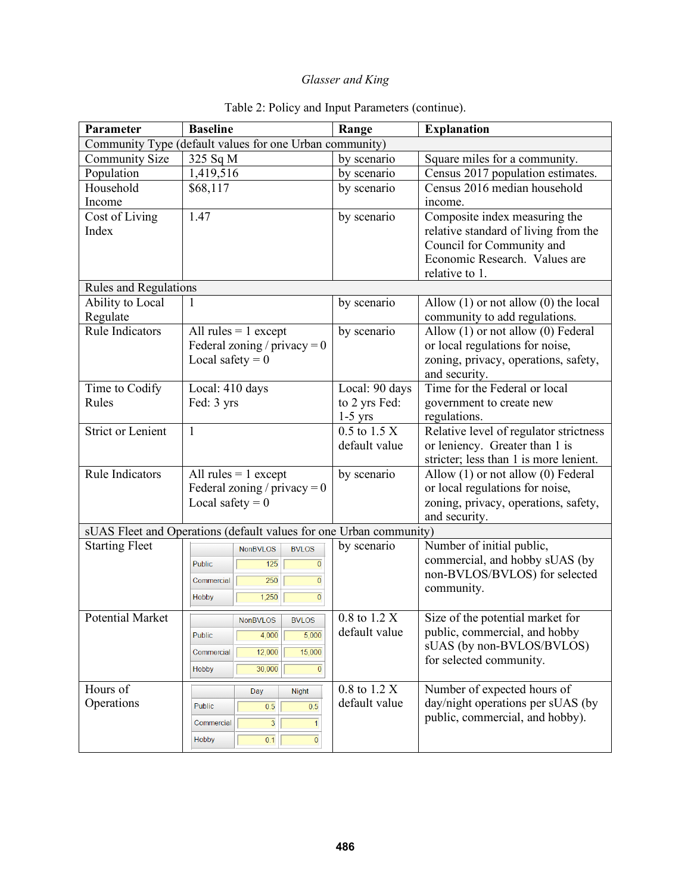Table 2: Policy and Input Parameters (continue).

| Parameter | Baseline | Range | Explanation |
|---|---|---|---|
| Community Type (default values for one Urban community) | | | |
| Community Size | 325 Sq M | by scenario | Square miles for a community. |
| Population | 1,419,516 | by scenario | Census 2017 population estimates. |
| Household Income | $68,117 | by scenario | Census 2016 median household income. |
| Cost of Living Index | 1.47 | by scenario | Composite index measuring the relative standard of living from the Council for Community and Economic Research. Values are relative to 1. |
| Rules and Regulations | | | |
| Ability to Local Regulate | 1 | by scenario | Allow (1) or not allow (0) the local community to add regulations. |
| Rule Indicators | All rules = 1 except Federal zoning / privacy = 0 Local safety = 0 | by scenario | Allow (1) or not allow (0) Federal or local regulations for noise, zoning, privacy, operations, safety, and security. |
| Time to Codify Rules | Local: 410 days Fed: 3 yrs | Local: 90 days to 2 yrs Fed: 1-5 yrs | Time for the Federal or local government to create new regulations. |
| Strict or Lenient | 1 | 0.5 to 1.5 X default value | Relative level of regulator strictness or leniency. Greater than 1 is stricter; less than 1 is more lenient. |
| Rule Indicators | All rules = 1 except Federal zoning / privacy = 0 Local safety = 0 | by scenario | Allow (1) or not allow (0) Federal or local regulations for noise, zoning, privacy, operations, safety, and security. |
| sUAS Fleet and Operations (default values for one Urban community) | | | |
| Starting Fleet | NonBVLOS / BVLOS: Public 125 / 0; Commercial 250 / 0; Hobby 1,250 / 0 | by scenario | Number of initial public, commercial, and hobby sUAS (by non-BVLOS/BVLOS) for selected community. |
| Potential Market | NonBVLOS / BVLOS: Public 4,000 / 5,000; Commercial 12,000 / 15,000; Hobby 30,000 / 0 | 0.8 to 1.2 X default value | Size of the potential market for public, commercial, and hobby sUAS (by non-BVLOS/BVLOS) for selected community. |
| Hours of Operations | Day / Night: Public 0.5 / 0.5; Commercial 3 / 1; Hobby 0.1 / 0 | 0.8 to 1.2 X default value | Number of expected hours of day/night operations per sUAS (by public, commercial, and hobby). |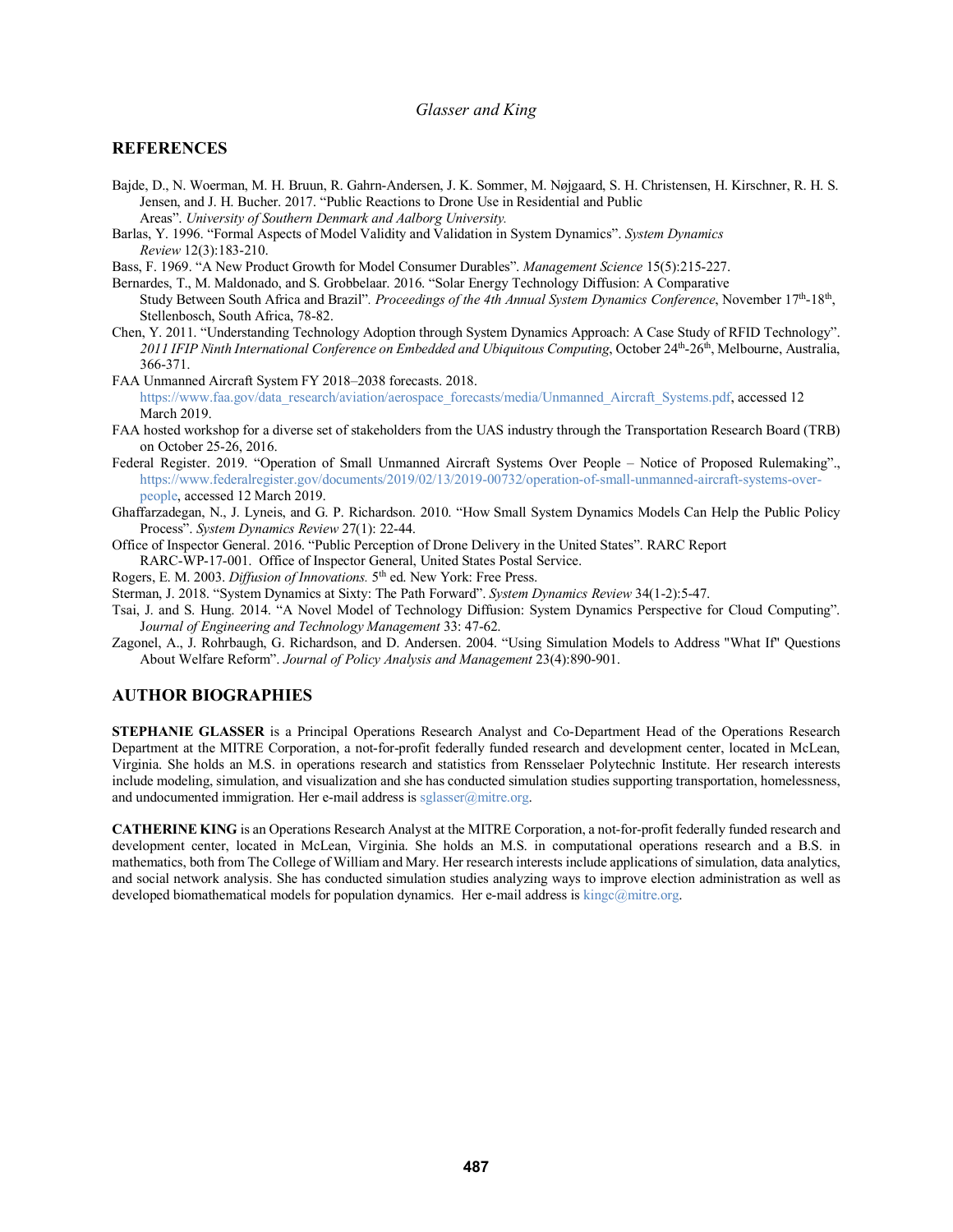## REFERENCES

Bajde, D., N. Woerman, M. H. Bruun, R. Gahrn-Andersen, J. K. Sommer, M. Nøjgaard, S. H. Christensen, H. Kirschner, R. H. S. Jensen, and J. H. Bucher. 2017. "Public Reactions to Drone Use in Residential and Public Areas". *University of Southern Denmark and Aalborg University.*

Barlas, Y. 1996. "Formal Aspects of Model Validity and Validation in System Dynamics". *System Dynamics Review* 12(3):183-210.

Bass, F. 1969. "A New Product Growth for Model Consumer Durables". *Management Science* 15(5):215-227.

Bernardes, T., M. Maldonado, and S. Grobbelaar. 2016. "Solar Energy Technology Diffusion: A Comparative Study Between South Africa and Brazil". *Proceedings of the 4th Annual System Dynamics Conference*, November 17th-18th, Stellenbosch, South Africa, 78-82.

Chen, Y. 2011. "Understanding Technology Adoption through System Dynamics Approach: A Case Study of RFID Technology". *2011 IFIP Ninth International Conference on Embedded and Ubiquitous Computing*, October 24th-26th, Melbourne, Australia, 366-371.

FAA Unmanned Aircraft System FY 2018–2038 forecasts. 2018. https://www.faa.gov/data_research/aviation/aerospace_forecasts/media/Unmanned_Aircraft_Systems.pdf, accessed 12 March 2019.

FAA hosted workshop for a diverse set of stakeholders from the UAS industry through the Transportation Research Board (TRB) on October 25-26, 2016.

Federal Register. 2019. "Operation of Small Unmanned Aircraft Systems Over People – Notice of Proposed Rulemaking"., https://www.federalregister.gov/documents/2019/02/13/2019-00732/operation-of-small-unmanned-aircraft-systems-over-people, accessed 12 March 2019.

Ghaffarzadegan, N., J. Lyneis, and G. P. Richardson. 2010. "How Small System Dynamics Models Can Help the Public Policy Process". *System Dynamics Review* 27(1): 22-44.

Office of Inspector General. 2016. "Public Perception of Drone Delivery in the United States". RARC Report RARC-WP-17-001. Office of Inspector General, United States Postal Service.

Rogers, E. M. 2003. *Diffusion of Innovations.* 5th ed. New York: Free Press.

Sterman, J. 2018. "System Dynamics at Sixty: The Path Forward". *System Dynamics Review* 34(1-2):5-47.

Tsai, J. and S. Hung. 2014. "A Novel Model of Technology Diffusion: System Dynamics Perspective for Cloud Computing". *Journal of Engineering and Technology Management* 33: 47-62.

Zagonel, A., J. Rohrbaugh, G. Richardson, and D. Andersen. 2004. "Using Simulation Models to Address "What If" Questions About Welfare Reform". *Journal of Policy Analysis and Management* 23(4):890-901.

## AUTHOR BIOGRAPHIES

**STEPHANIE GLASSER** is a Principal Operations Research Analyst and Co-Department Head of the Operations Research Department at the MITRE Corporation, a not-for-profit federally funded research and development center, located in McLean, Virginia. She holds an M.S. in operations research and statistics from Rensselaer Polytechnic Institute. Her research interests include modeling, simulation, and visualization and she has conducted simulation studies supporting transportation, homelessness, and undocumented immigration. Her e-mail address is sglasser@mitre.org.

**CATHERINE KING** is an Operations Research Analyst at the MITRE Corporation, a not-for-profit federally funded research and development center, located in McLean, Virginia. She holds an M.S. in computational operations research and a B.S. in mathematics, both from The College of William and Mary. Her research interests include applications of simulation, data analytics, and social network analysis. She has conducted simulation studies analyzing ways to improve election administration as well as developed biomathematical models for population dynamics. Her e-mail address is kingc@mitre.org.